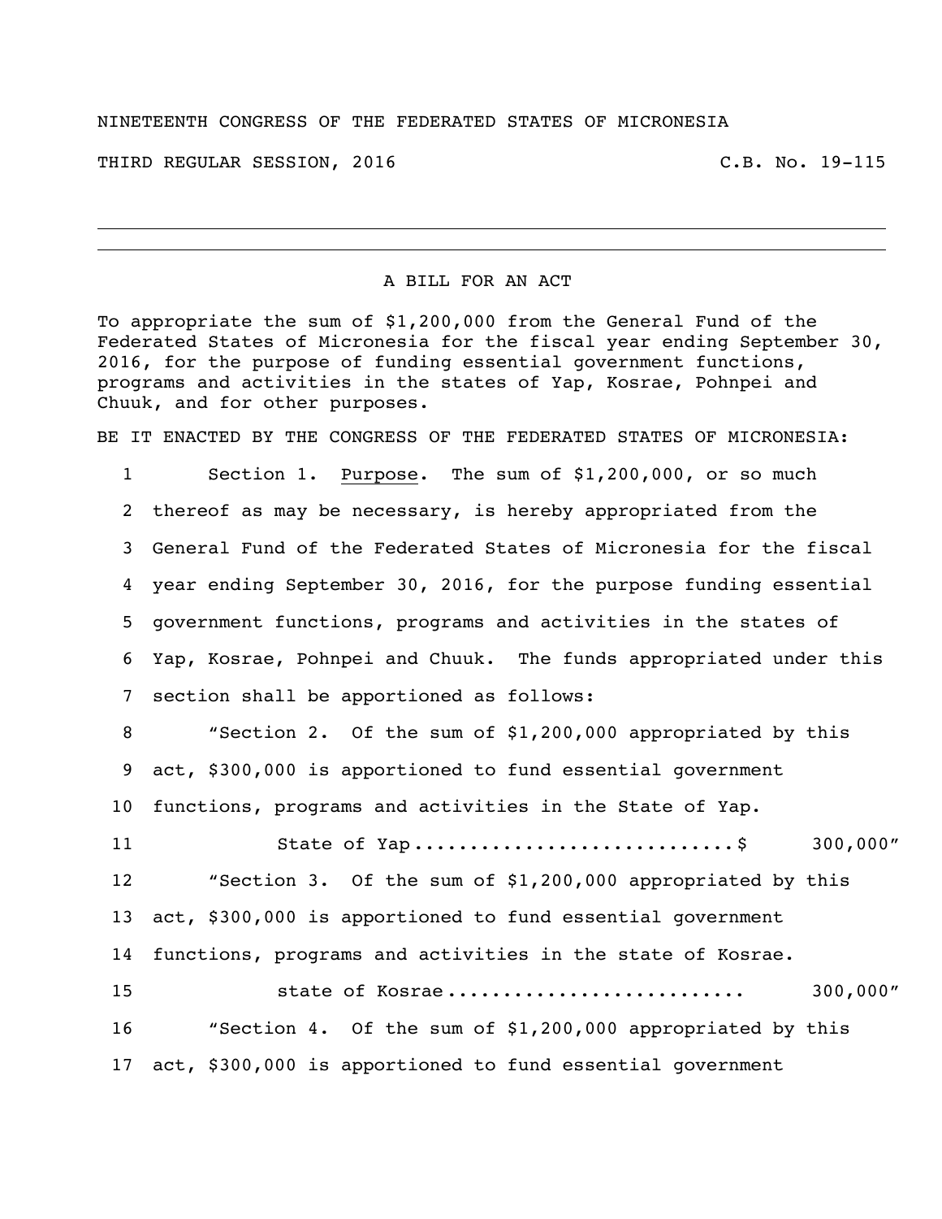NINETEENTH CONGRESS OF THE FEDERATED STATES OF MICRONESIA

THIRD REGULAR SESSION, 2016 C.B. No. 19-115

---

A BILL FOR AN ACT

To appropriate the sum of $1,200,000 from the General Fund of the Federated States of Micronesia for the fiscal year ending September 30, 2016, for the purpose of funding essential government functions, programs and activities in the states of Yap, Kosrae, Pohnpei and Chuuk, and for other purposes.

BE IT ENACTED BY THE CONGRESS OF THE FEDERATED STATES OF MICRONESIA:

1 Section 1. Purpose. The sum of $1,200,000, or so much
2 thereof as may be necessary, is hereby appropriated from the
3 General Fund of the Federated States of Micronesia for the fiscal
4 year ending September 30, 2016, for the purpose funding essential
5 government functions, programs and activities in the states of
6 Yap, Kosrae, Pohnpei and Chuuk. The funds appropriated under this
7 section shall be apportioned as follows:

8 "Section 2. Of the sum of $1,200,000 appropriated by this
9 act, $300,000 is apportioned to fund essential government
10 functions, programs and activities in the State of Yap.

11 State of Yap............................$ 300,000"

12 "Section 3. Of the sum of $1,200,000 appropriated by this
13 act, $300,000 is apportioned to fund essential government
14 functions, programs and activities in the state of Kosrae.

15 state of Kosrae.......................... 300,000"

16 "Section 4. Of the sum of $1,200,000 appropriated by this
17 act, $300,000 is apportioned to fund essential government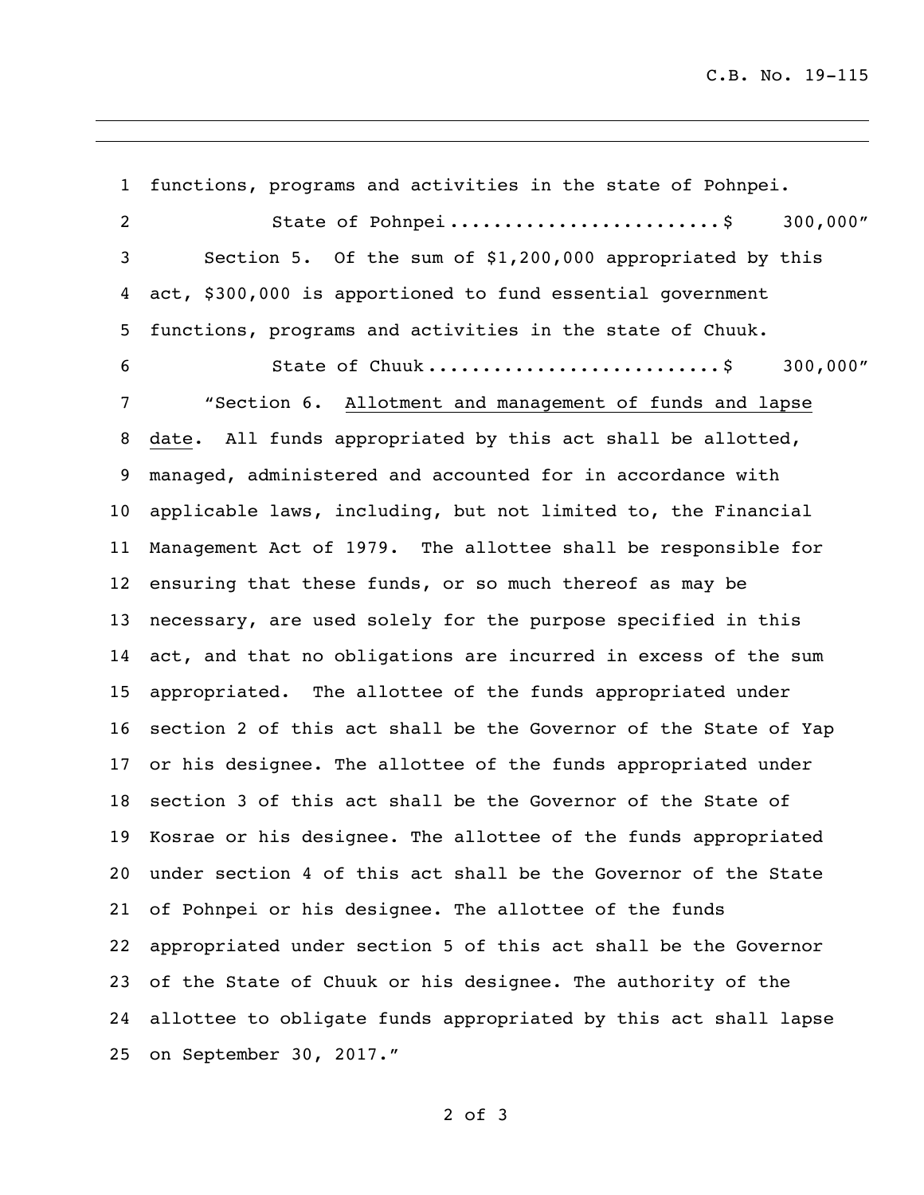functions, programs and activities in the state of Pohnpei.

State of Pohnpei........................$ 300,000"

Section 5. Of the sum of $1,200,000 appropriated by this act, $300,000 is apportioned to fund essential government functions, programs and activities in the state of Chuuk.

State of Chuuk..........................$ 300,000"

"Section 6. Allotment and management of funds and lapse date. All funds appropriated by this act shall be allotted, managed, administered and accounted for in accordance with applicable laws, including, but not limited to, the Financial Management Act of 1979. The allottee shall be responsible for ensuring that these funds, or so much thereof as may be necessary, are used solely for the purpose specified in this act, and that no obligations are incurred in excess of the sum appropriated. The allottee of the funds appropriated under section 2 of this act shall be the Governor of the State of Yap or his designee. The allottee of the funds appropriated under section 3 of this act shall be the Governor of the State of Kosrae or his designee. The allottee of the funds appropriated under section 4 of this act shall be the Governor of the State of Pohnpei or his designee. The allottee of the funds appropriated under section 5 of this act shall be the Governor of the State of Chuuk or his designee. The authority of the allottee to obligate funds appropriated by this act shall lapse on September 30, 2017."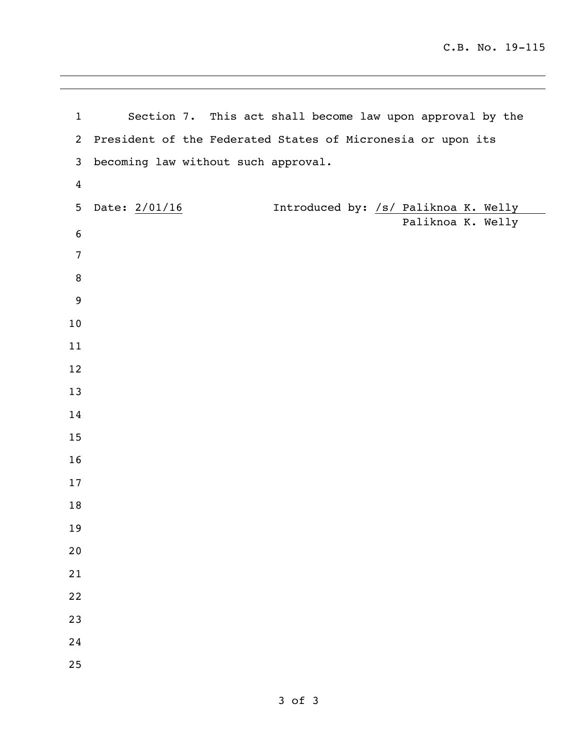Section 7. This act shall become law upon approval by the President of the Federated States of Micronesia or upon its becoming law without such approval.

Date: 2/01/16 Introduced by: /s/ Paliknoa K. Welly
Paliknoa K. Welly